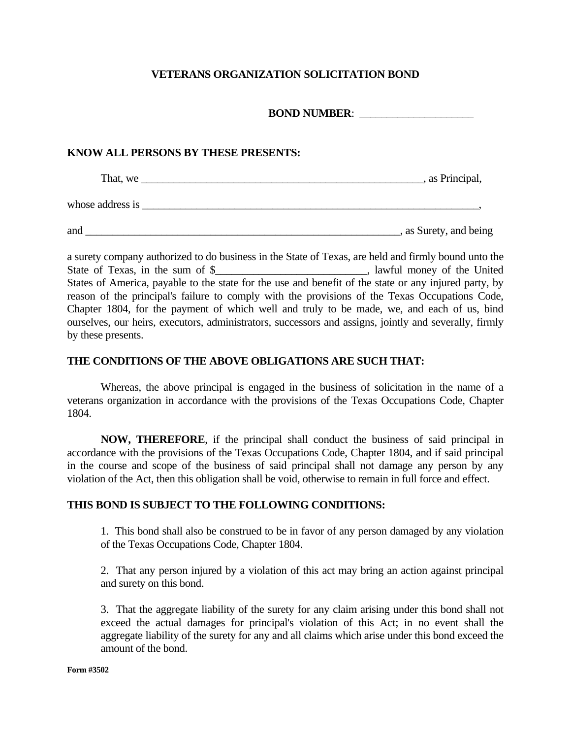# VETERANS ORGANIZATION SOLICITATION BOND

**BOND NUMBER**: ____________________

**KNOW ALL PERSONS BY THESE PRESENTS:**

That, we ______________________________________________________, as Principal,

whose address is _________________________________________________________________,

and ____________________________________________________________, as Surety, and being

a surety company authorized to do business in the State of Texas, are held and firmly bound unto the State of Texas, in the sum of $___________________________, lawful money of the United States of America, payable to the state for the use and benefit of the state or any injured party, by reason of the principal's failure to comply with the provisions of the Texas Occupations Code, Chapter 1804, for the payment of which well and truly to be made, we, and each of us, bind ourselves, our heirs, executors, administrators, successors and assigns, jointly and severally, firmly by these presents.

**THE CONDITIONS OF THE ABOVE OBLIGATIONS ARE SUCH THAT:**

Whereas, the above principal is engaged in the business of solicitation in the name of a veterans organization in accordance with the provisions of the Texas Occupations Code, Chapter 1804.

**NOW, THEREFORE**, if the principal shall conduct the business of said principal in accordance with the provisions of the Texas Occupations Code, Chapter 1804, and if said principal in the course and scope of the business of said principal shall not damage any person by any violation of the Act, then this obligation shall be void, otherwise to remain in full force and effect.

**THIS BOND IS SUBJECT TO THE FOLLOWING CONDITIONS:**

1. This bond shall also be construed to be in favor of any person damaged by any violation of the Texas Occupations Code, Chapter 1804.

2. That any person injured by a violation of this act may bring an action against principal and surety on this bond.

3. That the aggregate liability of the surety for any claim arising under this bond shall not exceed the actual damages for principal's violation of this Act; in no event shall the aggregate liability of the surety for any and all claims which arise under this bond exceed the amount of the bond.

**Form #3502**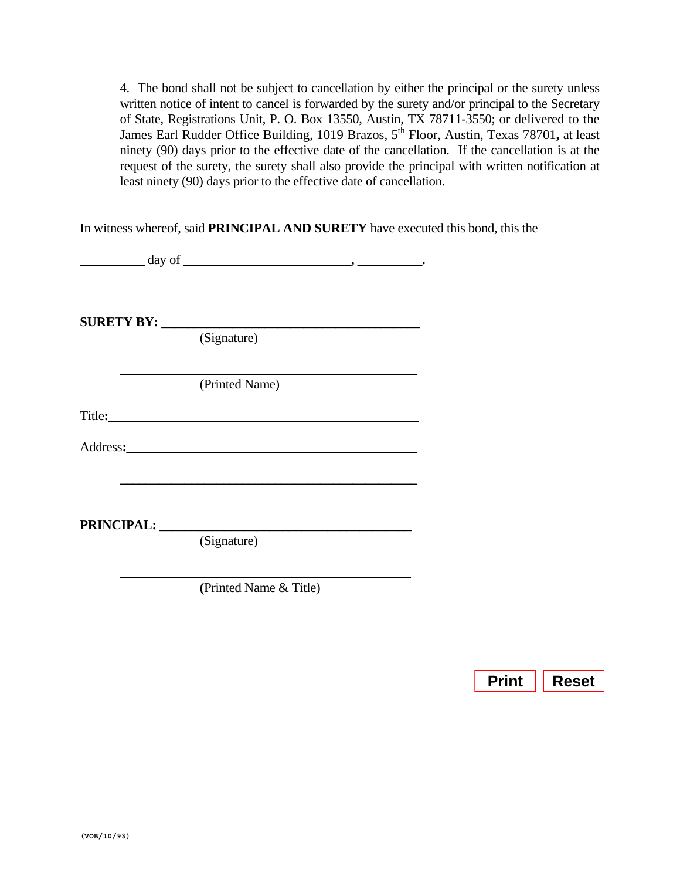4. The bond shall not be subject to cancellation by either the principal or the surety unless written notice of intent to cancel is forwarded by the surety and/or principal to the Secretary of State, Registrations Unit, P. O. Box 13550, Austin, TX 78711-3550; or delivered to the James Earl Rudder Office Building, 1019 Brazos, 5th Floor, Austin, Texas 78701**,** at least ninety (90) days prior to the effective date of the cancellation. If the cancellation is at the request of the surety, the surety shall also provide the principal with written notification at least ninety (90) days prior to the effective date of cancellation.

In witness whereof, said **PRINCIPAL AND SURETY** have executed this bond, this the

__________ day of _________________________**,** __________**.**

**SURETY BY:** ________________________________________
(Signature)

_____________________________________________
(Printed Name)

Title**:**_______________________________________________

Address**:**_____________________________________________

_____________________________________________

**PRINCIPAL:** _______________________________________
(Signature)

_____________________________________________
**(**Printed Name & Title)

Print Reset

(VOB/10/93)